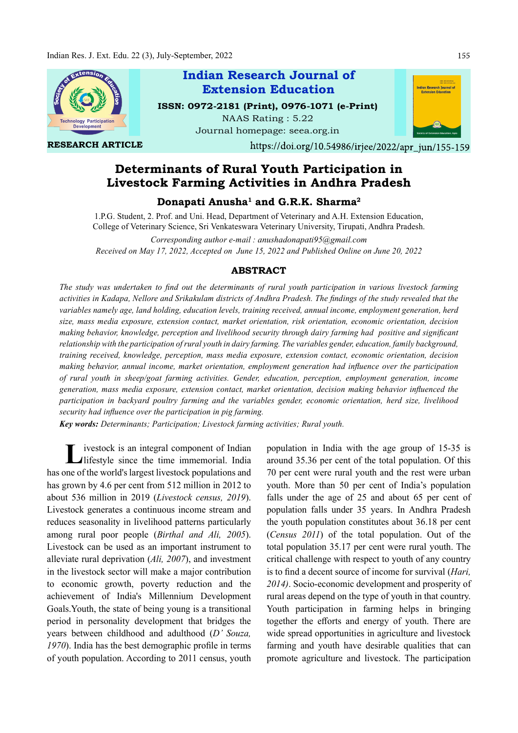Indian Research Journal of Extension Education

ISSN: 0972-2181 (Print), 0976-1071 (e-Print)

NAAS Rating : 5.22

Journal homepage: seea.org.in

RESEARCH ARTICLE

https://doi.org/10.54986/irjee/2022/apr_jun/155-159

# Determinants of Rural Youth Participation in Livestock Farming Activities in Andhra Pradesh

**Donapati Anusha[1] and G.R.K. Sharma[2]**

1.P.G. Student, 2. Prof. and Uni. Head, Department of Veterinary and A.H. Extension Education, College of Veterinary Science, Sri Venkateswara Veterinary University, Tirupati, Andhra Pradesh.

*Corresponding author e-mail : anushadonapati95@gmail.com*

*Received on May 17, 2022, Accepted on June 15, 2022 and Published Online on June 20, 2022*

## ABSTRACT

*The study was undertaken to find out the determinants of rural youth participation in various livestock farming activities in Kadapa, Nellore and Srikakulam districts of Andhra Pradesh. The findings of the study revealed that the variables namely age, land holding, education levels, training received, annual income, employment generation, herd size, mass media exposure, extension contact, market orientation, risk orientation, economic orientation, decision making behavior, knowledge, perception and livelihood security through dairy farming had positive and significant relationship with the participation of rural youth in dairy farming. The variables gender, education, family background, training received, knowledge, perception, mass media exposure, extension contact, economic orientation, decision making behavior, annual income, market orientation, employment generation had influence over the participation of rural youth in sheep/goat farming activities. Gender, education, perception, employment generation, income generation, mass media exposure, extension contact, market orientation, decision making behavior influenced the participation in backyard poultry farming and the variables gender, economic orientation, herd size, livelihood security had influence over the participation in pig farming.*

***Key words:*** *Determinants; Participation; Livestock farming activities; Rural youth.*

Livestock is an integral component of Indian lifestyle since the time immemorial. India has one of the world's largest livestock populations and has grown by 4.6 per cent from 512 million in 2012 to about 536 million in 2019 (*Livestock census, 2019*). Livestock generates a continuous income stream and reduces seasonality in livelihood patterns particularly among rural poor people (*Birthal and Ali, 2005*). Livestock can be used as an important instrument to alleviate rural deprivation (*Ali, 2007*), and investment in the livestock sector will make a major contribution to economic growth, poverty reduction and the achievement of India's Millennium Development Goals.Youth, the state of being young is a transitional period in personality development that bridges the years between childhood and adulthood (*D' Souza, 1970*). India has the best demographic profile in terms of youth population. According to 2011 census, youth population in India with the age group of 15-35 is around 35.36 per cent of the total population. Of this 70 per cent were rural youth and the rest were urban youth. More than 50 per cent of India's population falls under the age of 25 and about 65 per cent of population falls under 35 years. In Andhra Pradesh the youth population constitutes about 36.18 per cent (*Census 2011*) of the total population. Out of the total population 35.17 per cent were rural youth. The critical challenge with respect to youth of any country is to find a decent source of income for survival (*Hari, 2014)*. Socio-economic development and prosperity of rural areas depend on the type of youth in that country. Youth participation in farming helps in bringing together the efforts and energy of youth. There are wide spread opportunities in agriculture and livestock farming and youth have desirable qualities that can promote agriculture and livestock. The participation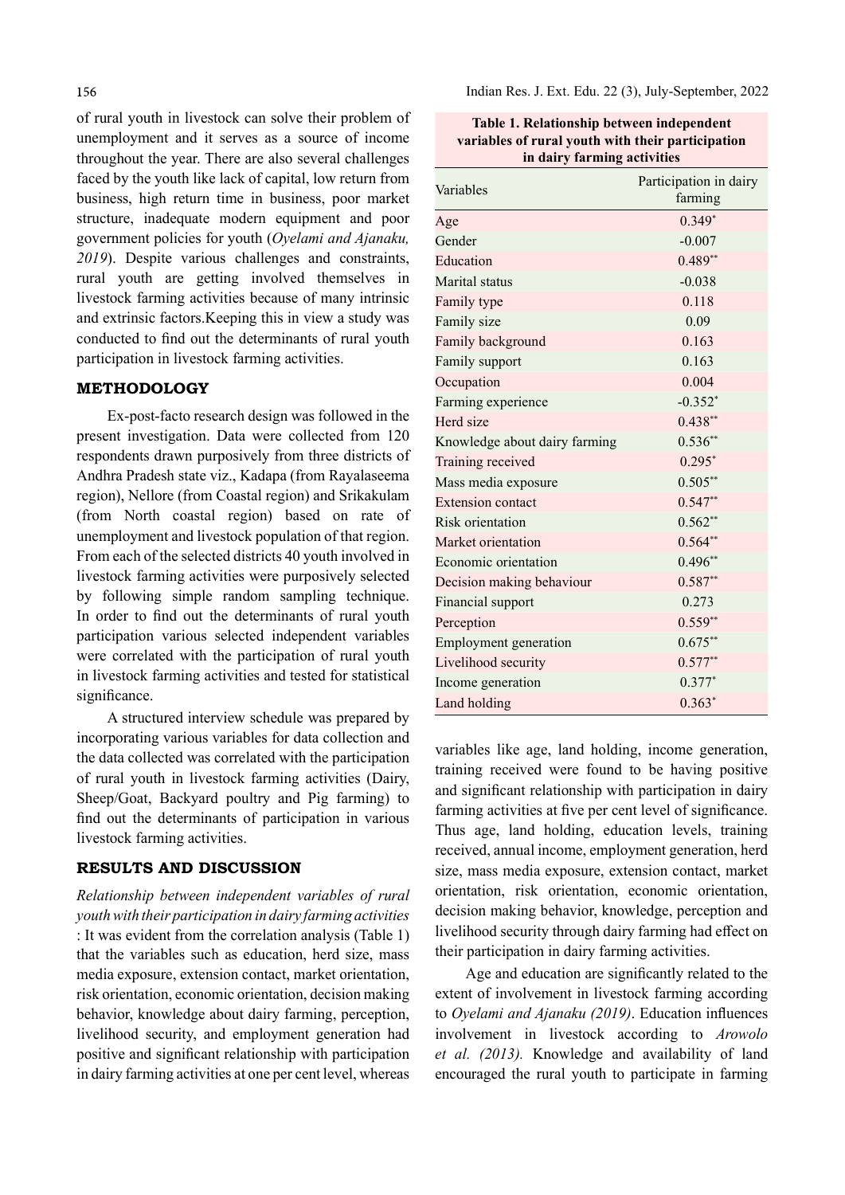of rural youth in livestock can solve their problem of unemployment and it serves as a source of income throughout the year. There are also several challenges faced by the youth like lack of capital, low return from business, high return time in business, poor market structure, inadequate modern equipment and poor government policies for youth (*Oyelami and Ajanaku, 2019*). Despite various challenges and constraints, rural youth are getting involved themselves in livestock farming activities because of many intrinsic and extrinsic factors.Keeping this in view a study was conducted to find out the determinants of rural youth participation in livestock farming activities.

## METHODOLOGY

Ex-post-facto research design was followed in the present investigation. Data were collected from 120 respondents drawn purposively from three districts of Andhra Pradesh state viz., Kadapa (from Rayalaseema region), Nellore (from Coastal region) and Srikakulam (from North coastal region) based on rate of unemployment and livestock population of that region. From each of the selected districts 40 youth involved in livestock farming activities were purposively selected by following simple random sampling technique. In order to find out the determinants of rural youth participation various selected independent variables were correlated with the participation of rural youth in livestock farming activities and tested for statistical significance.

A structured interview schedule was prepared by incorporating various variables for data collection and the data collected was correlated with the participation of rural youth in livestock farming activities (Dairy, Sheep/Goat, Backyard poultry and Pig farming) to find out the determinants of participation in various livestock farming activities.

## RESULTS AND DISCUSSION

*Relationship between independent variables of rural youth with their participation in dairy farming activities* : It was evident from the correlation analysis (Table 1) that the variables such as education, herd size, mass media exposure, extension contact, market orientation, risk orientation, economic orientation, decision making behavior, knowledge about dairy farming, perception, livelihood security, and employment generation had positive and significant relationship with participation in dairy farming activities at one per cent level, whereas variables like age, land holding, income generation, training received were found to be having positive and significant relationship with participation in dairy farming activities at five per cent level of significance. Thus age, land holding, education levels, training received, annual income, employment generation, herd size, mass media exposure, extension contact, market orientation, risk orientation, economic orientation, decision making behavior, knowledge, perception and livelihood security through dairy farming had effect on their participation in dairy farming activities.

**Table 1. Relationship between independent variables of rural youth with their participation in dairy farming activities**

| Variables | Participation in dairy farming |
|---|---|
| Age | 0.349* |
| Gender | -0.007 |
| Education | 0.489** |
| Marital status | -0.038 |
| Family type | 0.118 |
| Family size | 0.09 |
| Family background | 0.163 |
| Family support | 0.163 |
| Occupation | 0.004 |
| Farming experience | -0.352* |
| Herd size | 0.438** |
| Knowledge about dairy farming | 0.536** |
| Training received | 0.295* |
| Mass media exposure | 0.505** |
| Extension contact | 0.547** |
| Risk orientation | 0.562** |
| Market orientation | 0.564** |
| Economic orientation | 0.496** |
| Decision making behaviour | 0.587** |
| Financial support | 0.273 |
| Perception | 0.559** |
| Employment generation | 0.675** |
| Livelihood security | 0.577** |
| Income generation | 0.377* |
| Land holding | 0.363* |

Age and education are significantly related to the extent of involvement in livestock farming according to *Oyelami and Ajanaku (2019)*. Education influences involvement in livestock according to *Arowolo et al. (2013).* Knowledge and availability of land encouraged the rural youth to participate in farming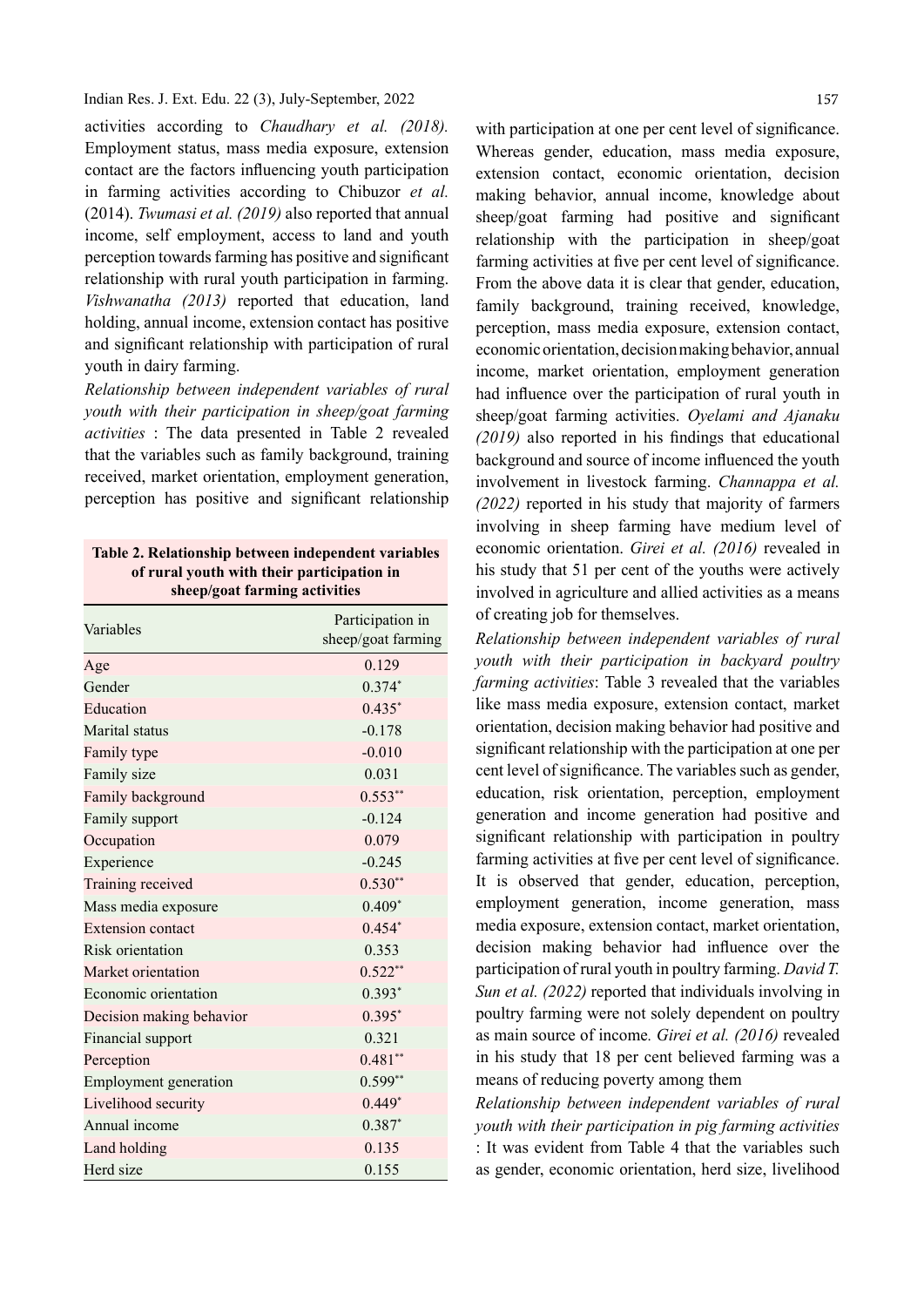activities according to *Chaudhary et al. (2018).* Employment status, mass media exposure, extension contact are the factors influencing youth participation in farming activities according to Chibuzor *et al.* (2014). *Twumasi et al. (2019)* also reported that annual income, self employment, access to land and youth perception towards farming has positive and significant relationship with rural youth participation in farming. *Vishwanatha (2013)* reported that education, land holding, annual income, extension contact has positive and significant relationship with participation of rural youth in dairy farming.

*Relationship between independent variables of rural youth with their participation in sheep/goat farming activities* : The data presented in Table 2 revealed that the variables such as family background, training received, market orientation, employment generation, perception has positive and significant relationship with participation at one per cent level of significance. Whereas gender, education, mass media exposure, extension contact, economic orientation, decision making behavior, annual income, knowledge about sheep/goat farming had positive and significant relationship with the participation in sheep/goat farming activities at five per cent level of significance. From the above data it is clear that gender, education, family background, training received, knowledge, perception, mass media exposure, extension contact, economic orientation, decision making behavior, annual income, market orientation, employment generation had influence over the participation of rural youth in sheep/goat farming activities. *Oyelami and Ajanaku (2019)* also reported in his findings that educational background and source of income influenced the youth involvement in livestock farming. *Channappa et al. (2022)* reported in his study that majority of farmers involving in sheep farming have medium level of economic orientation. *Girei et al. (2016)* revealed in his study that 51 per cent of the youths were actively involved in agriculture and allied activities as a means of creating job for themselves.

**Table 2. Relationship between independent variables of rural youth with their participation in sheep/goat farming activities**

| Variables | Participation in sheep/goat farming |
|---|---|
| Age | 0.129 |
| Gender | 0.374* |
| Education | 0.435* |
| Marital status | -0.178 |
| Family type | -0.010 |
| Family size | 0.031 |
| Family background | 0.553** |
| Family support | -0.124 |
| Occupation | 0.079 |
| Experience | -0.245 |
| Training received | 0.530** |
| Mass media exposure | 0.409* |
| Extension contact | 0.454* |
| Risk orientation | 0.353 |
| Market orientation | 0.522** |
| Economic orientation | 0.393* |
| Decision making behavior | 0.395* |
| Financial support | 0.321 |
| Perception | 0.481** |
| Employment generation | 0.599** |
| Livelihood security | 0.449* |
| Annual income | 0.387* |
| Land holding | 0.135 |
| Herd size | 0.155 |

*Relationship between independent variables of rural youth with their participation in backyard poultry farming activities*: Table 3 revealed that the variables like mass media exposure, extension contact, market orientation, decision making behavior had positive and significant relationship with the participation at one per cent level of significance. The variables such as gender, education, risk orientation, perception, employment generation and income generation had positive and significant relationship with participation in poultry farming activities at five per cent level of significance. It is observed that gender, education, perception, employment generation, income generation, mass media exposure, extension contact, market orientation, decision making behavior had influence over the participation of rural youth in poultry farming. *David T. Sun et al. (2022)* reported that individuals involving in poultry farming were not solely dependent on poultry as main source of income. *Girei et al. (2016)* revealed in his study that 18 per cent believed farming was a means of reducing poverty among them

*Relationship between independent variables of rural youth with their participation in pig farming activities* : It was evident from Table 4 that the variables such as gender, economic orientation, herd size, livelihood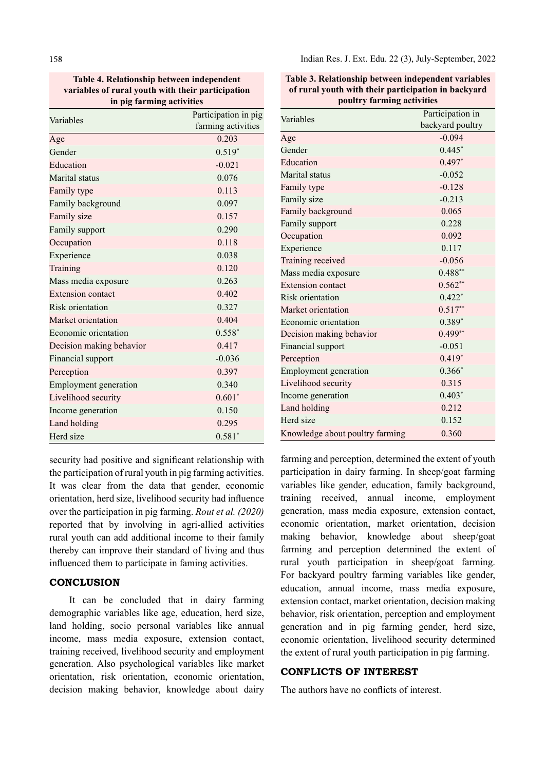**Table 4. Relationship between independent variables of rural youth with their participation in pig farming activities**

| Variables | Participation in pig farming activities |
|---|---|
| Age | 0.203 |
| Gender | 0.519* |
| Education | -0.021 |
| Marital status | 0.076 |
| Family type | 0.113 |
| Family background | 0.097 |
| Family size | 0.157 |
| Family support | 0.290 |
| Occupation | 0.118 |
| Experience | 0.038 |
| Training | 0.120 |
| Mass media exposure | 0.263 |
| Extension contact | 0.402 |
| Risk orientation | 0.327 |
| Market orientation | 0.404 |
| Economic orientation | 0.558* |
| Decision making behavior | 0.417 |
| Financial support | -0.036 |
| Perception | 0.397 |
| Employment generation | 0.340 |
| Livelihood security | 0.601* |
| Income generation | 0.150 |
| Land holding | 0.295 |
| Herd size | 0.581* |

**Table 3. Relationship between independent variables of rural youth with their participation in backyard poultry farming activities**

| Variables | Participation in backyard poultry |
|---|---|
| Age | -0.094 |
| Gender | 0.445* |
| Education | 0.497* |
| Marital status | -0.052 |
| Family type | -0.128 |
| Family size | -0.213 |
| Family background | 0.065 |
| Family support | 0.228 |
| Occupation | 0.092 |
| Experience | 0.117 |
| Training received | -0.056 |
| Mass media exposure | 0.488** |
| Extension contact | 0.562** |
| Risk orientation | 0.422* |
| Market orientation | 0.517** |
| Economic orientation | 0.389* |
| Decision making behavior | 0.499** |
| Financial support | -0.051 |
| Perception | 0.419* |
| Employment generation | 0.366* |
| Livelihood security | 0.315 |
| Income generation | 0.403* |
| Land holding | 0.212 |
| Herd size | 0.152 |
| Knowledge about poultry farming | 0.360 |

security had positive and significant relationship with the participation of rural youth in pig farming activities. It was clear from the data that gender, economic orientation, herd size, livelihood security had influence over the participation in pig farming. *Rout et al. (2020)* reported that by involving in agri-allied activities rural youth can add additional income to their family thereby can improve their standard of living and thus influenced them to participate in faming activities.

## CONCLUSION

It can be concluded that in dairy farming demographic variables like age, education, herd size, land holding, socio personal variables like annual income, mass media exposure, extension contact, training received, livelihood security and employment generation. Also psychological variables like market orientation, risk orientation, economic orientation, decision making behavior, knowledge about dairy farming and perception, determined the extent of youth participation in dairy farming. In sheep/goat farming variables like gender, education, family background, training received, annual income, employment generation, mass media exposure, extension contact, economic orientation, market orientation, decision making behavior, knowledge about sheep/goat farming and perception determined the extent of rural youth participation in sheep/goat farming. For backyard poultry farming variables like gender, education, annual income, mass media exposure, extension contact, market orientation, decision making behavior, risk orientation, perception and employment generation and in pig farming gender, herd size, economic orientation, livelihood security determined the extent of rural youth participation in pig farming.

## CONFLICTS OF INTEREST

The authors have no conflicts of interest.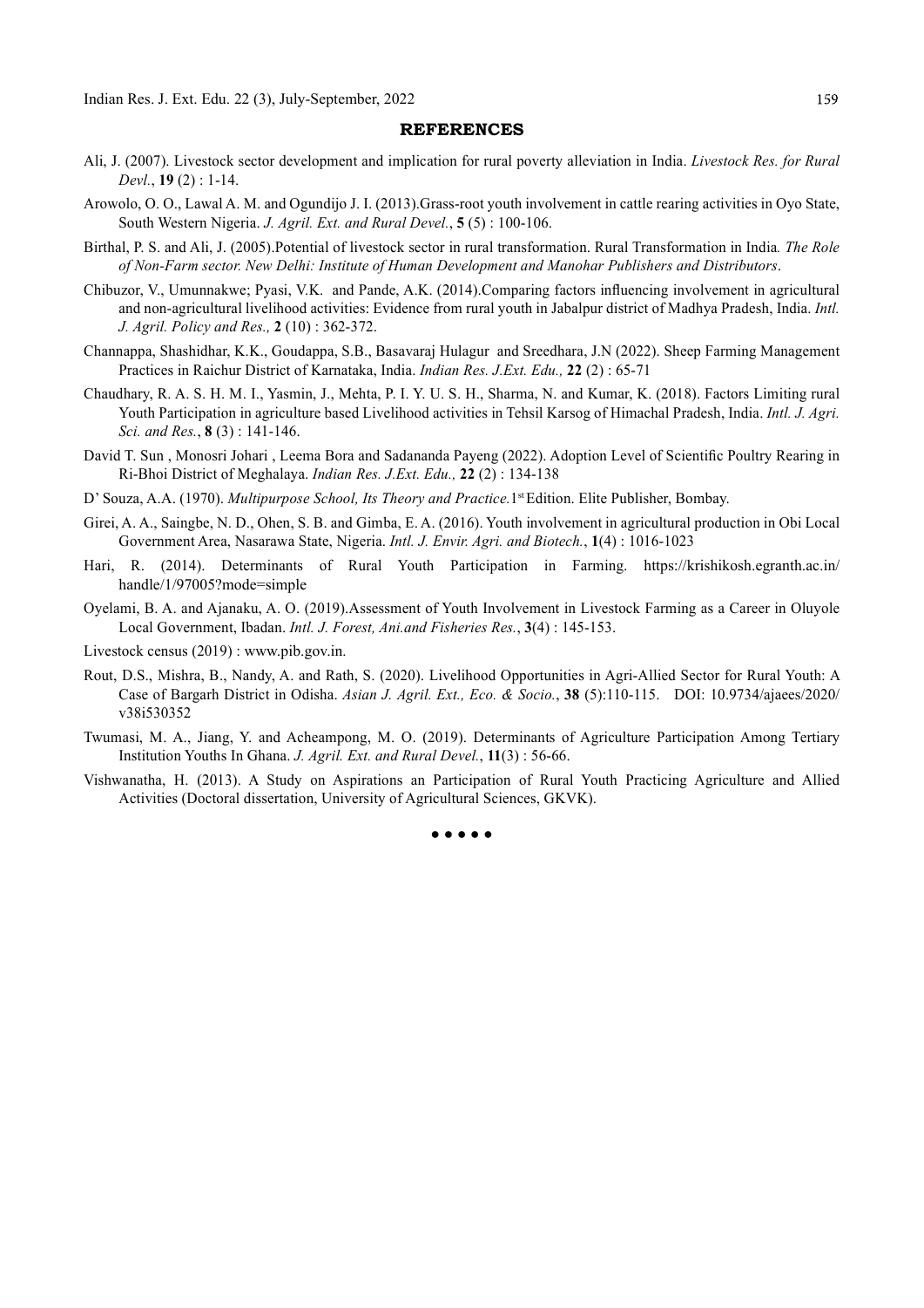## REFERENCES

Ali, J. (2007). Livestock sector development and implication for rural poverty alleviation in India. *Livestock Res. for Rural Devl.*, **19** (2) : 1-14.

Arowolo, O. O., Lawal A. M. and Ogundijo J. I. (2013).Grass-root youth involvement in cattle rearing activities in Oyo State, South Western Nigeria. *J. Agril. Ext. and Rural Devel.*, **5** (5) : 100-106.

Birthal, P. S. and Ali, J. (2005).Potential of livestock sector in rural transformation. Rural Transformation in India*. The Role of Non-Farm sector. New Delhi: Institute of Human Development and Manohar Publishers and Distributors*.

Chibuzor, V., Umunnakwe; Pyasi, V.K. and Pande, A.K. (2014).Comparing factors influencing involvement in agricultural and non-agricultural livelihood activities: Evidence from rural youth in Jabalpur district of Madhya Pradesh, India. *Intl. J. Agril. Policy and Res.,* **2** (10) : 362-372.

Channappa, Shashidhar, K.K., Goudappa, S.B., Basavaraj Hulagur and Sreedhara, J.N (2022). Sheep Farming Management Practices in Raichur District of Karnataka, India. *Indian Res. J.Ext. Edu.,* **22** (2) : 65-71

Chaudhary, R. A. S. H. M. I., Yasmin, J., Mehta, P. I. Y. U. S. H., Sharma, N. and Kumar, K. (2018). Factors Limiting rural Youth Participation in agriculture based Livelihood activities in Tehsil Karsog of Himachal Pradesh, India. *Intl. J. Agri. Sci. and Res.*, **8** (3) : 141-146.

David T. Sun , Monosri Johari , Leema Bora and Sadananda Payeng (2022). Adoption Level of Scientific Poultry Rearing in Ri-Bhoi District of Meghalaya. *Indian Res. J.Ext. Edu.,* **22** (2) : 134-138

D' Souza, A.A. (1970). *Multipurpose School, Its Theory and Practice.*1st Edition. Elite Publisher, Bombay.

Girei, A. A., Saingbe, N. D., Ohen, S. B. and Gimba, E. A. (2016). Youth involvement in agricultural production in Obi Local Government Area, Nasarawa State, Nigeria. *Intl. J. Envir. Agri. and Biotech.*, **1**(4) : 1016-1023

Hari, R. (2014). Determinants of Rural Youth Participation in Farming. https://krishikosh.egranth.ac.in/handle/1/97005?mode=simple

Oyelami, B. A. and Ajanaku, A. O. (2019).Assessment of Youth Involvement in Livestock Farming as a Career in Oluyole Local Government, Ibadan. *Intl. J. Forest, Ani.and Fisheries Res.*, **3**(4) : 145-153.

Livestock census (2019) : www.pib.gov.in.

Rout, D.S., Mishra, B., Nandy, A. and Rath, S. (2020). Livelihood Opportunities in Agri-Allied Sector for Rural Youth: A Case of Bargarh District in Odisha. *Asian J. Agril. Ext., Eco. & Socio.*, **38** (5):110-115. DOI: 10.9734/ajaees/2020/v38i530352

Twumasi, M. A., Jiang, Y. and Acheampong, M. O. (2019). Determinants of Agriculture Participation Among Tertiary Institution Youths In Ghana. *J. Agril. Ext. and Rural Devel.*, **11**(3) : 56-66.

Vishwanatha, H. (2013). A Study on Aspirations an Participation of Rural Youth Practicing Agriculture and Allied Activities (Doctoral dissertation, University of Agricultural Sciences, GKVK).

• • • • •